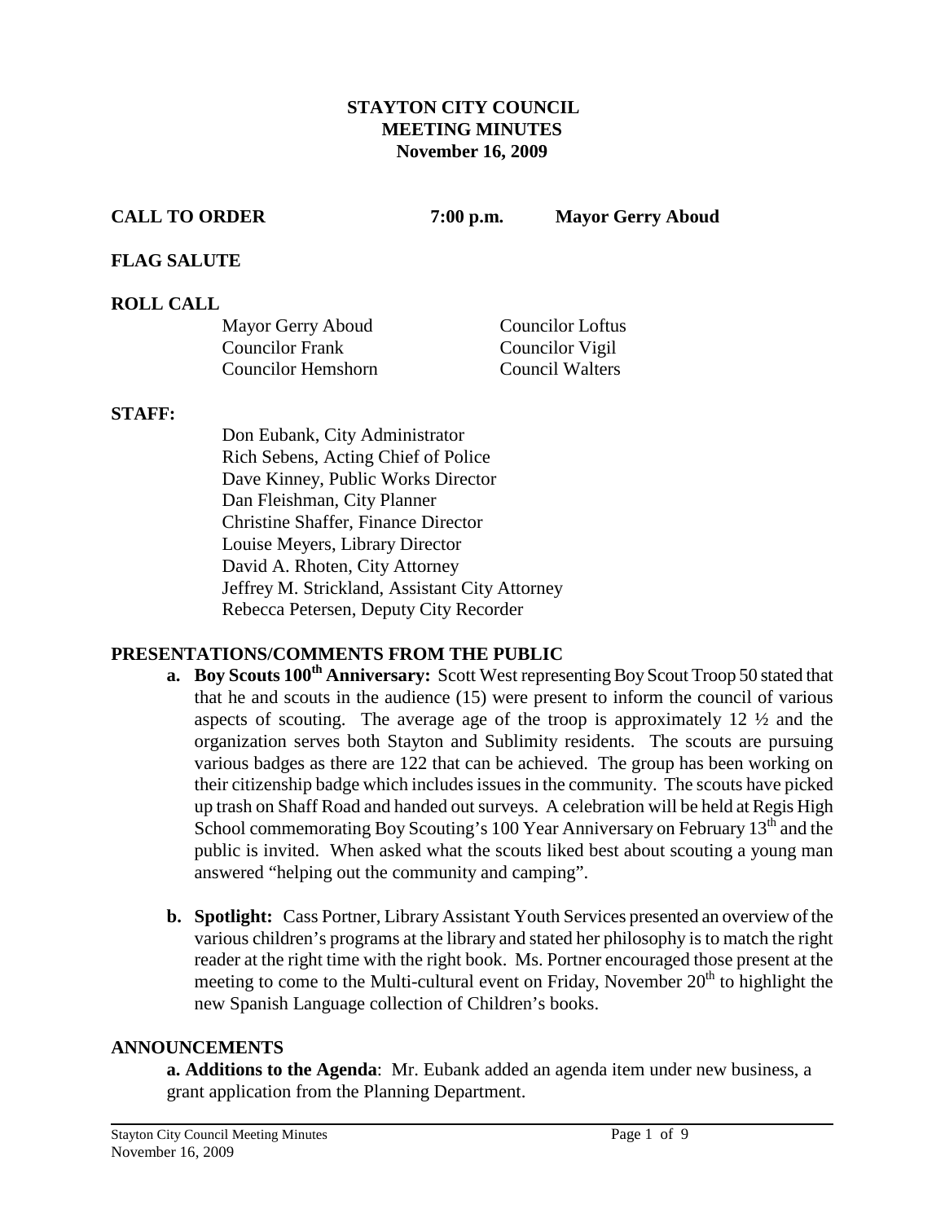# STAYTON CITY COUNCIL
## MEETING MINUTES
### November 16, 2009

**CALL TO ORDER** **7:00 p.m.** **Mayor Gerry Aboud**

**FLAG SALUTE**

**ROLL CALL**

| | |
|---|---|
| Mayor Gerry Aboud | Councilor Loftus |
| Councilor Frank | Councilor Vigil |
| Councilor Hemshorn | Council Walters |

**STAFF:**

Don Eubank, City Administrator
Rich Sebens, Acting Chief of Police
Dave Kinney, Public Works Director
Dan Fleishman, City Planner
Christine Shaffer, Finance Director
Louise Meyers, Library Director
David A. Rhoten, City Attorney
Jeffrey M. Strickland, Assistant City Attorney
Rebecca Petersen, Deputy City Recorder

**PRESENTATIONS/COMMENTS FROM THE PUBLIC**

**a. Boy Scouts 100th Anniversary:** Scott West representing Boy Scout Troop 50 stated that that he and scouts in the audience (15) were present to inform the council of various aspects of scouting. The average age of the troop is approximately 12 ½ and the organization serves both Stayton and Sublimity residents. The scouts are pursuing various badges as there are 122 that can be achieved. The group has been working on their citizenship badge which includes issues in the community. The scouts have picked up trash on Shaff Road and handed out surveys. A celebration will be held at Regis High School commemorating Boy Scouting's 100 Year Anniversary on February 13th and the public is invited. When asked what the scouts liked best about scouting a young man answered "helping out the community and camping".

**b. Spotlight:** Cass Portner, Library Assistant Youth Services presented an overview of the various children's programs at the library and stated her philosophy is to match the right reader at the right time with the right book. Ms. Portner encouraged those present at the meeting to come to the Multi-cultural event on Friday, November 20th to highlight the new Spanish Language collection of Children's books.

**ANNOUNCEMENTS**

**a. Additions to the Agenda**: Mr. Eubank added an agenda item under new business, a grant application from the Planning Department.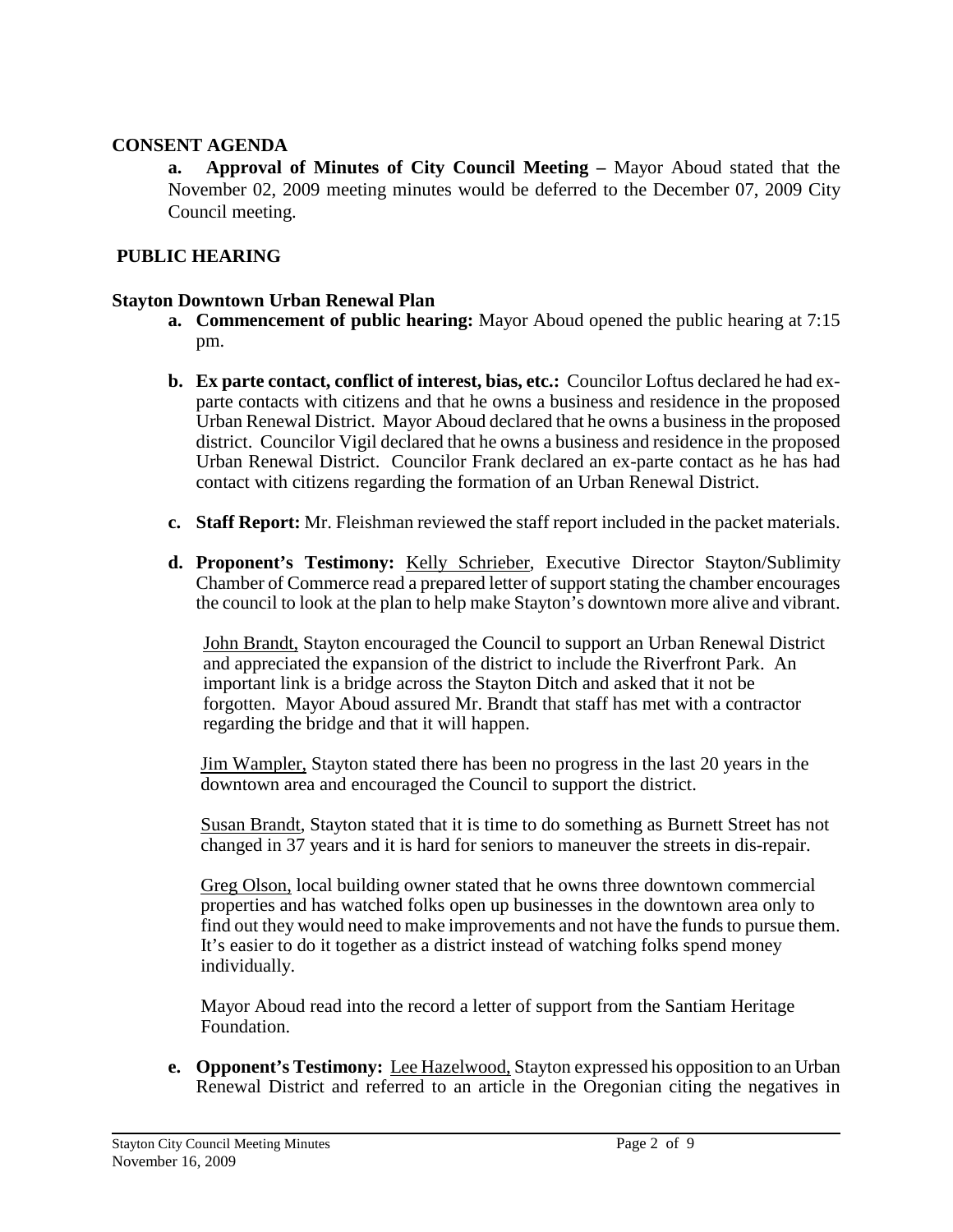## CONSENT AGENDA

**a. Approval of Minutes of City Council Meeting –** Mayor Aboud stated that the November 02, 2009 meeting minutes would be deferred to the December 07, 2009 City Council meeting.

## PUBLIC HEARING

### Stayton Downtown Urban Renewal Plan

**a. Commencement of public hearing:** Mayor Aboud opened the public hearing at 7:15 pm.

**b. Ex parte contact, conflict of interest, bias, etc.:** Councilor Loftus declared he had ex-parte contacts with citizens and that he owns a business and residence in the proposed Urban Renewal District. Mayor Aboud declared that he owns a business in the proposed district. Councilor Vigil declared that he owns a business and residence in the proposed Urban Renewal District. Councilor Frank declared an ex-parte contact as he has had contact with citizens regarding the formation of an Urban Renewal District.

**c. Staff Report:** Mr. Fleishman reviewed the staff report included in the packet materials.

**d. Proponent's Testimony:** Kelly Schrieber, Executive Director Stayton/Sublimity Chamber of Commerce read a prepared letter of support stating the chamber encourages the council to look at the plan to help make Stayton's downtown more alive and vibrant.

John Brandt, Stayton encouraged the Council to support an Urban Renewal District and appreciated the expansion of the district to include the Riverfront Park. An important link is a bridge across the Stayton Ditch and asked that it not be forgotten. Mayor Aboud assured Mr. Brandt that staff has met with a contractor regarding the bridge and that it will happen.

Jim Wampler, Stayton stated there has been no progress in the last 20 years in the downtown area and encouraged the Council to support the district.

Susan Brandt, Stayton stated that it is time to do something as Burnett Street has not changed in 37 years and it is hard for seniors to maneuver the streets in dis-repair.

Greg Olson, local building owner stated that he owns three downtown commercial properties and has watched folks open up businesses in the downtown area only to find out they would need to make improvements and not have the funds to pursue them. It's easier to do it together as a district instead of watching folks spend money individually.

Mayor Aboud read into the record a letter of support from the Santiam Heritage Foundation.

**e. Opponent's Testimony:** Lee Hazelwood, Stayton expressed his opposition to an Urban Renewal District and referred to an article in the Oregonian citing the negatives in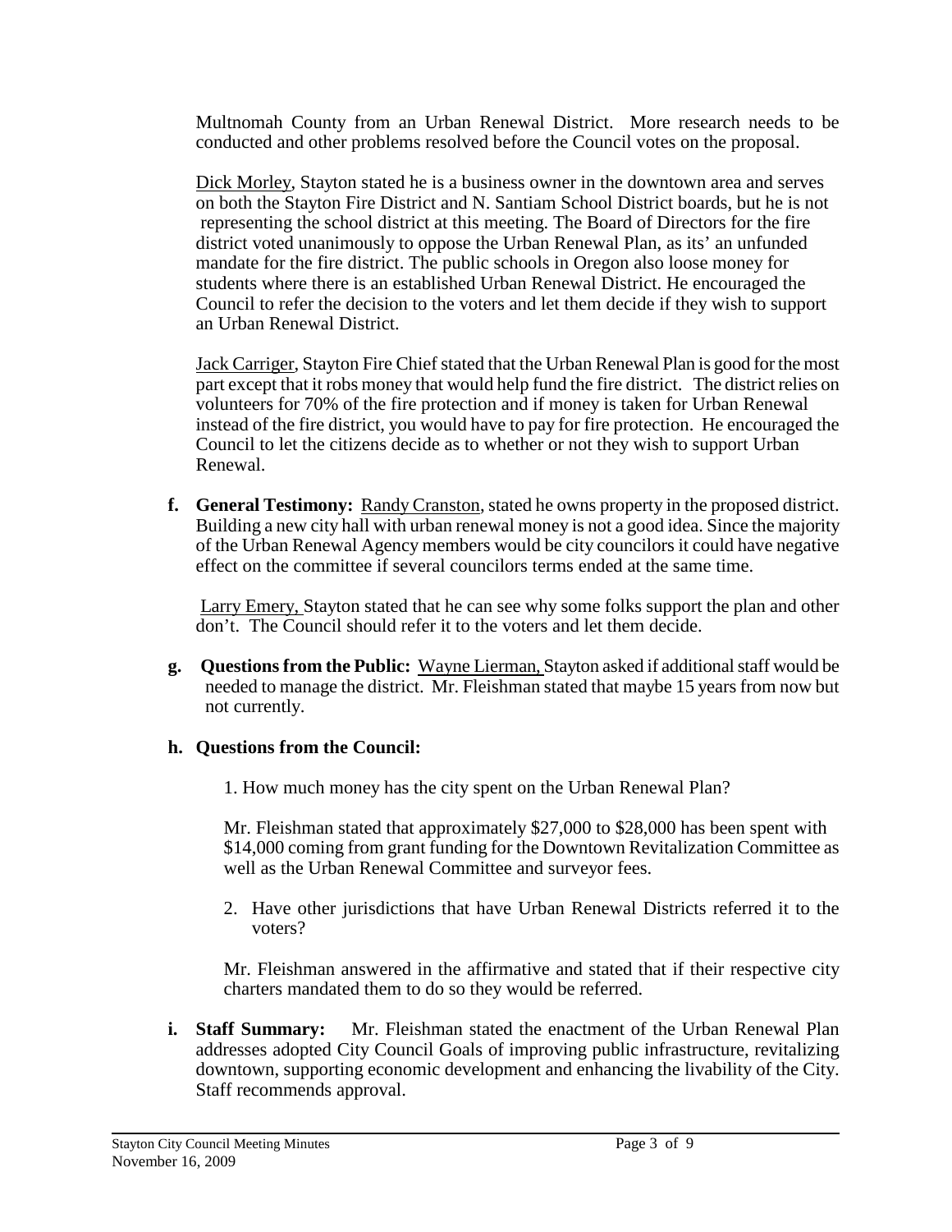Multnomah County from an Urban Renewal District. More research needs to be conducted and other problems resolved before the Council votes on the proposal.

Dick Morley, Stayton stated he is a business owner in the downtown area and serves on both the Stayton Fire District and N. Santiam School District boards, but he is not representing the school district at this meeting. The Board of Directors for the fire district voted unanimously to oppose the Urban Renewal Plan, as its' an unfunded mandate for the fire district. The public schools in Oregon also loose money for students where there is an established Urban Renewal District. He encouraged the Council to refer the decision to the voters and let them decide if they wish to support an Urban Renewal District.

Jack Carriger, Stayton Fire Chief stated that the Urban Renewal Plan is good for the most part except that it robs money that would help fund the fire district. The district relies on volunteers for 70% of the fire protection and if money is taken for Urban Renewal instead of the fire district, you would have to pay for fire protection. He encouraged the Council to let the citizens decide as to whether or not they wish to support Urban Renewal.

**f. General Testimony:** Randy Cranston, stated he owns property in the proposed district. Building a new city hall with urban renewal money is not a good idea. Since the majority of the Urban Renewal Agency members would be city councilors it could have negative effect on the committee if several councilors terms ended at the same time.

Larry Emery, Stayton stated that he can see why some folks support the plan and other don't. The Council should refer it to the voters and let them decide.

**g. Questions from the Public:** Wayne Lierman, Stayton asked if additional staff would be needed to manage the district. Mr. Fleishman stated that maybe 15 years from now but not currently.

**h. Questions from the Council:**

1. How much money has the city spent on the Urban Renewal Plan?

Mr. Fleishman stated that approximately $27,000 to $28,000 has been spent with $14,000 coming from grant funding for the Downtown Revitalization Committee as well as the Urban Renewal Committee and surveyor fees.

2. Have other jurisdictions that have Urban Renewal Districts referred it to the voters?

Mr. Fleishman answered in the affirmative and stated that if their respective city charters mandated them to do so they would be referred.

**i. Staff Summary:** Mr. Fleishman stated the enactment of the Urban Renewal Plan addresses adopted City Council Goals of improving public infrastructure, revitalizing downtown, supporting economic development and enhancing the livability of the City. Staff recommends approval.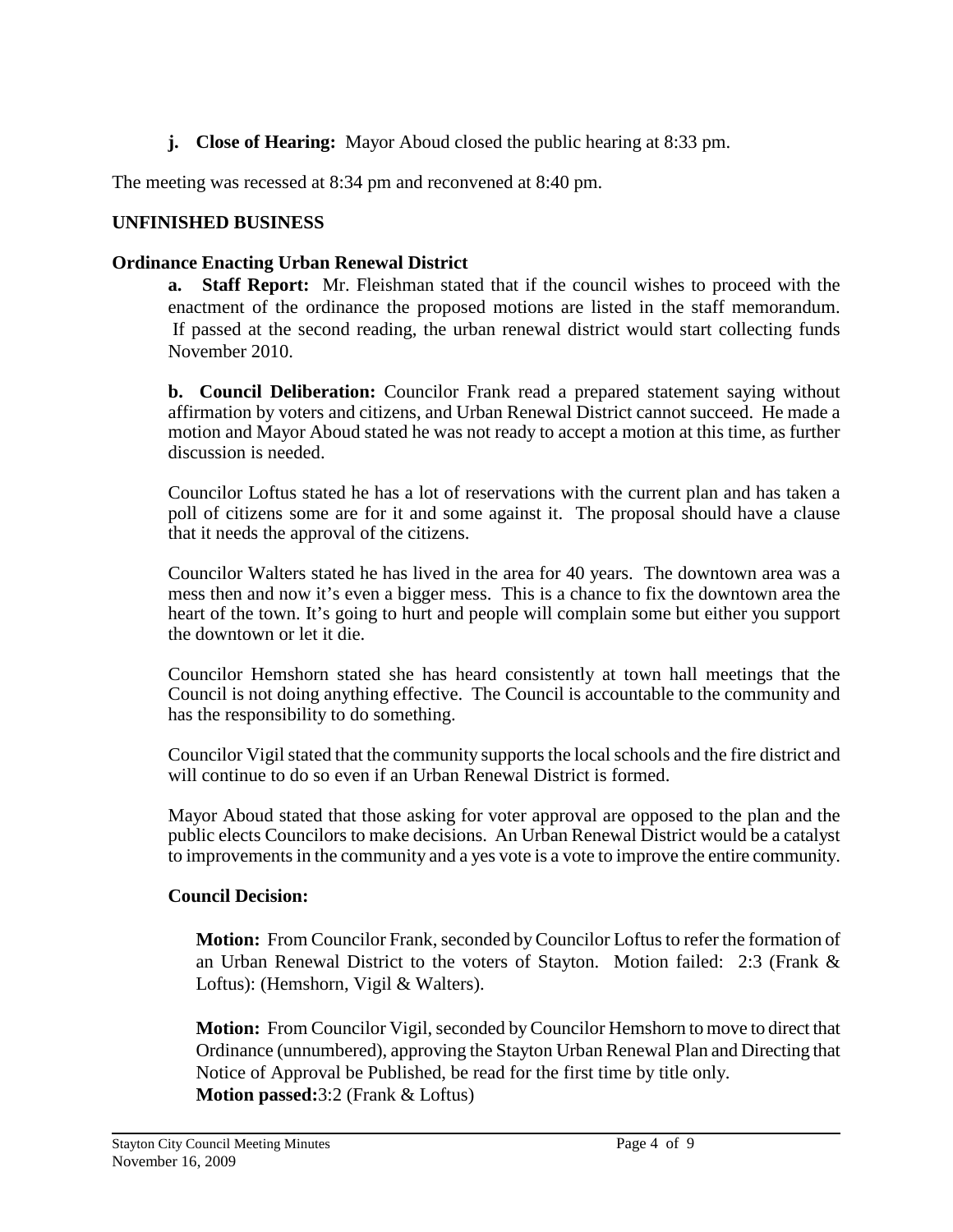**j. Close of Hearing:** Mayor Aboud closed the public hearing at 8:33 pm.

The meeting was recessed at 8:34 pm and reconvened at 8:40 pm.

**UNFINISHED BUSINESS**

**Ordinance Enacting Urban Renewal District**

**a. Staff Report:** Mr. Fleishman stated that if the council wishes to proceed with the enactment of the ordinance the proposed motions are listed in the staff memorandum. If passed at the second reading, the urban renewal district would start collecting funds November 2010.

**b. Council Deliberation:** Councilor Frank read a prepared statement saying without affirmation by voters and citizens, and Urban Renewal District cannot succeed. He made a motion and Mayor Aboud stated he was not ready to accept a motion at this time, as further discussion is needed.

Councilor Loftus stated he has a lot of reservations with the current plan and has taken a poll of citizens some are for it and some against it. The proposal should have a clause that it needs the approval of the citizens.

Councilor Walters stated he has lived in the area for 40 years. The downtown area was a mess then and now it's even a bigger mess. This is a chance to fix the downtown area the heart of the town. It's going to hurt and people will complain some but either you support the downtown or let it die.

Councilor Hemshorn stated she has heard consistently at town hall meetings that the Council is not doing anything effective. The Council is accountable to the community and has the responsibility to do something.

Councilor Vigil stated that the community supports the local schools and the fire district and will continue to do so even if an Urban Renewal District is formed.

Mayor Aboud stated that those asking for voter approval are opposed to the plan and the public elects Councilors to make decisions. An Urban Renewal District would be a catalyst to improvements in the community and a yes vote is a vote to improve the entire community.

**Council Decision:**

**Motion:** From Councilor Frank, seconded by Councilor Loftus to refer the formation of an Urban Renewal District to the voters of Stayton. Motion failed: 2:3 (Frank & Loftus): (Hemshorn, Vigil & Walters).

**Motion:** From Councilor Vigil, seconded by Councilor Hemshorn to move to direct that Ordinance (unnumbered), approving the Stayton Urban Renewal Plan and Directing that Notice of Approval be Published, be read for the first time by title only.
**Motion passed:**3:2 (Frank & Loftus)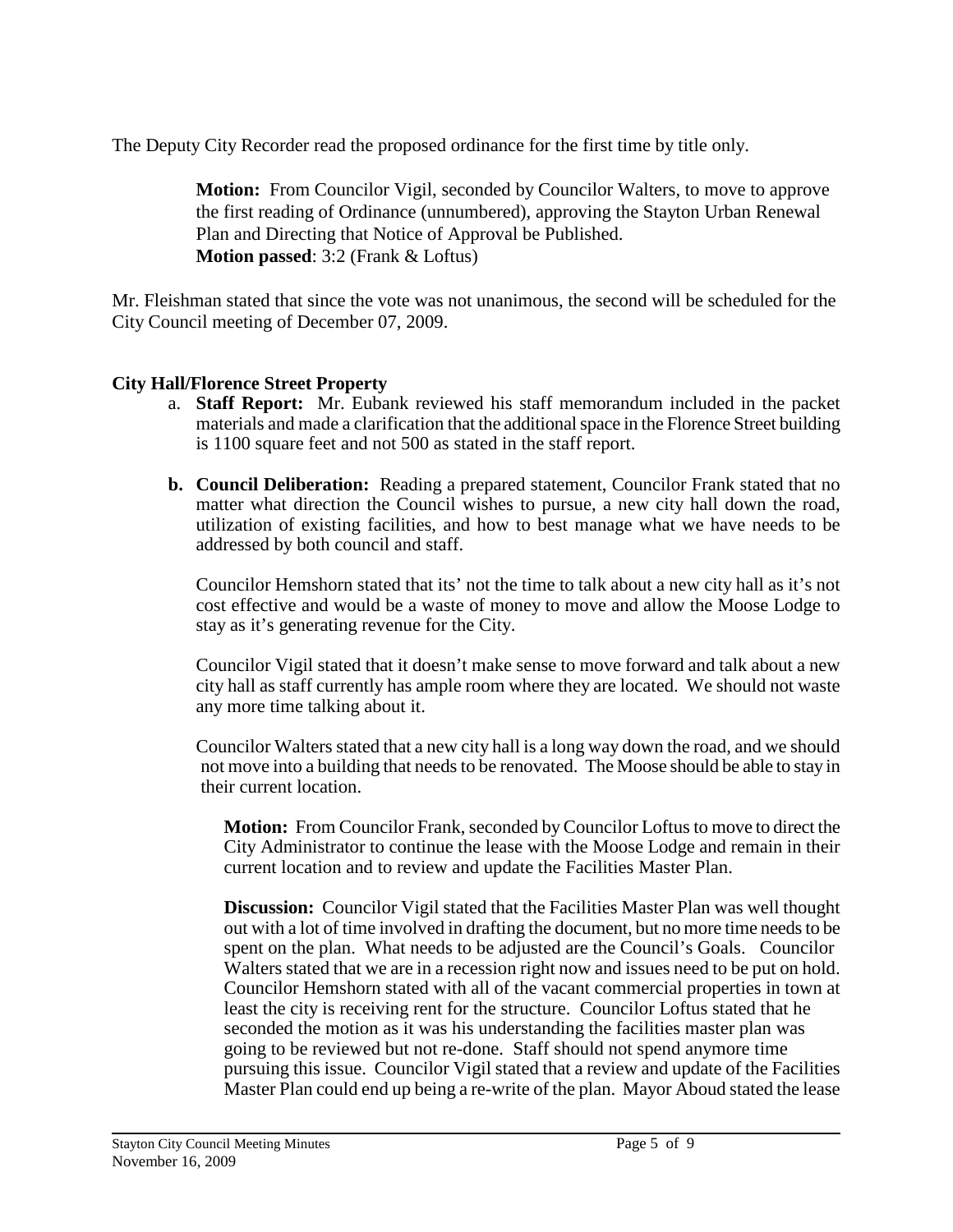The Deputy City Recorder read the proposed ordinance for the first time by title only.

> **Motion:** From Councilor Vigil, seconded by Councilor Walters, to move to approve the first reading of Ordinance (unnumbered), approving the Stayton Urban Renewal Plan and Directing that Notice of Approval be Published.
> **Motion passed**: 3:2 (Frank & Loftus)

Mr. Fleishman stated that since the vote was not unanimous, the second will be scheduled for the City Council meeting of December 07, 2009.

**City Hall/Florence Street Property**

a. **Staff Report:** Mr. Eubank reviewed his staff memorandum included in the packet materials and made a clarification that the additional space in the Florence Street building is 1100 square feet and not 500 as stated in the staff report.

b. **Council Deliberation:** Reading a prepared statement, Councilor Frank stated that no matter what direction the Council wishes to pursue, a new city hall down the road, utilization of existing facilities, and how to best manage what we have needs to be addressed by both council and staff.

   Councilor Hemshorn stated that its' not the time to talk about a new city hall as it's not cost effective and would be a waste of money to move and allow the Moose Lodge to stay as it's generating revenue for the City.

   Councilor Vigil stated that it doesn't make sense to move forward and talk about a new city hall as staff currently has ample room where they are located. We should not waste any more time talking about it.

   Councilor Walters stated that a new city hall is a long way down the road, and we should not move into a building that needs to be renovated. The Moose should be able to stay in their current location.

   **Motion:** From Councilor Frank, seconded by Councilor Loftus to move to direct the City Administrator to continue the lease with the Moose Lodge and remain in their current location and to review and update the Facilities Master Plan.

   **Discussion:** Councilor Vigil stated that the Facilities Master Plan was well thought out with a lot of time involved in drafting the document, but no more time needs to be spent on the plan. What needs to be adjusted are the Council's Goals. Councilor Walters stated that we are in a recession right now and issues need to be put on hold. Councilor Hemshorn stated with all of the vacant commercial properties in town at least the city is receiving rent for the structure. Councilor Loftus stated that he seconded the motion as it was his understanding the facilities master plan was going to be reviewed but not re-done. Staff should not spend anymore time pursuing this issue. Councilor Vigil stated that a review and update of the Facilities Master Plan could end up being a re-write of the plan. Mayor Aboud stated the lease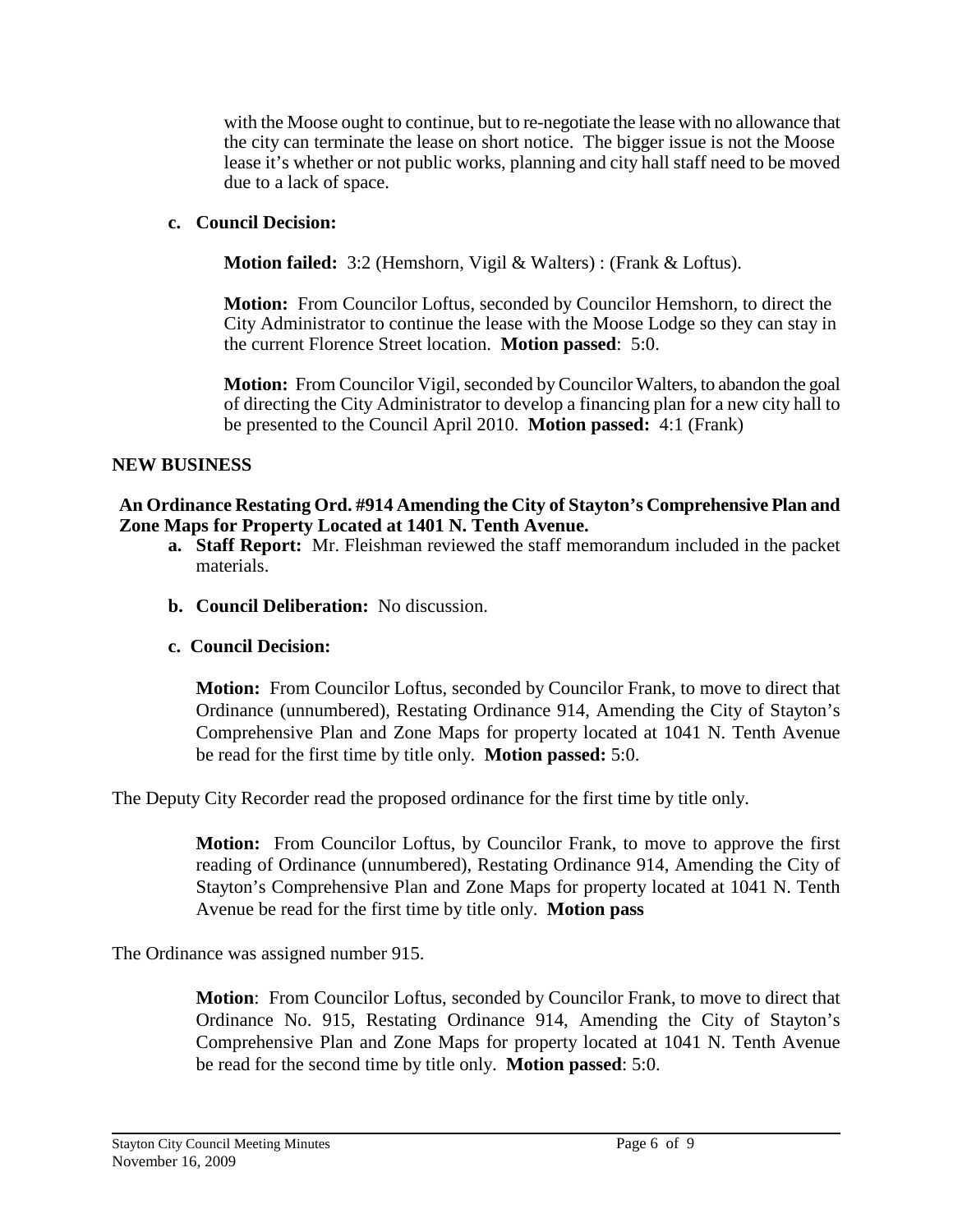with the Moose ought to continue, but to re-negotiate the lease with no allowance that the city can terminate the lease on short notice. The bigger issue is not the Moose lease it's whether or not public works, planning and city hall staff need to be moved due to a lack of space.

**c. Council Decision:**

**Motion failed:** 3:2 (Hemshorn, Vigil & Walters) : (Frank & Loftus).

**Motion:** From Councilor Loftus, seconded by Councilor Hemshorn, to direct the City Administrator to continue the lease with the Moose Lodge so they can stay in the current Florence Street location. **Motion passed**: 5:0.

**Motion:** From Councilor Vigil, seconded by Councilor Walters, to abandon the goal of directing the City Administrator to develop a financing plan for a new city hall to be presented to the Council April 2010. **Motion passed:** 4:1 (Frank)

## NEW BUSINESS

### An Ordinance Restating Ord. #914 Amending the City of Stayton's Comprehensive Plan and Zone Maps for Property Located at 1401 N. Tenth Avenue.

**a. Staff Report:** Mr. Fleishman reviewed the staff memorandum included in the packet materials.

**b. Council Deliberation:** No discussion.

**c. Council Decision:**

**Motion:** From Councilor Loftus, seconded by Councilor Frank, to move to direct that Ordinance (unnumbered), Restating Ordinance 914, Amending the City of Stayton's Comprehensive Plan and Zone Maps for property located at 1041 N. Tenth Avenue be read for the first time by title only. **Motion passed:** 5:0.

The Deputy City Recorder read the proposed ordinance for the first time by title only.

**Motion:** From Councilor Loftus, by Councilor Frank, to move to approve the first reading of Ordinance (unnumbered), Restating Ordinance 914, Amending the City of Stayton's Comprehensive Plan and Zone Maps for property located at 1041 N. Tenth Avenue be read for the first time by title only. **Motion pass**

The Ordinance was assigned number 915.

**Motion**: From Councilor Loftus, seconded by Councilor Frank, to move to direct that Ordinance No. 915, Restating Ordinance 914, Amending the City of Stayton's Comprehensive Plan and Zone Maps for property located at 1041 N. Tenth Avenue be read for the second time by title only. **Motion passed**: 5:0.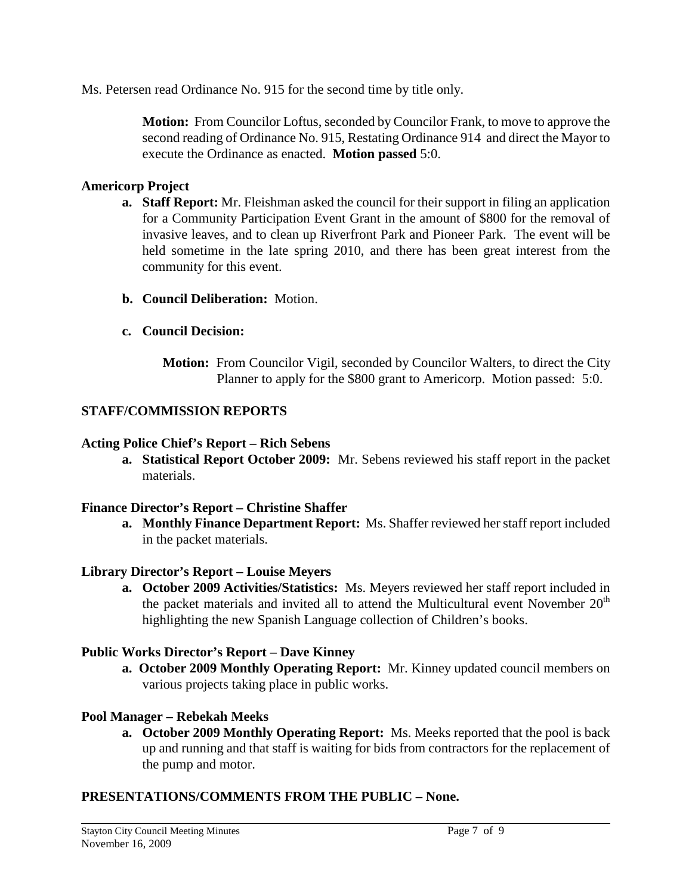Ms. Petersen read Ordinance No. 915 for the second time by title only.

> **Motion:** From Councilor Loftus, seconded by Councilor Frank, to move to approve the second reading of Ordinance No. 915, Restating Ordinance 914 and direct the Mayor to execute the Ordinance as enacted. **Motion passed** 5:0.

**Americorp Project**

- **a. Staff Report:** Mr. Fleishman asked the council for their support in filing an application for a Community Participation Event Grant in the amount of $800 for the removal of invasive leaves, and to clean up Riverfront Park and Pioneer Park. The event will be held sometime in the late spring 2010, and there has been great interest from the community for this event.
- **b. Council Deliberation:** Motion.
- **c. Council Decision:**

> **Motion:** From Councilor Vigil, seconded by Councilor Walters, to direct the City Planner to apply for the $800 grant to Americorp. Motion passed: 5:0.

## STAFF/COMMISSION REPORTS

**Acting Police Chief's Report – Rich Sebens**

- **a. Statistical Report October 2009:** Mr. Sebens reviewed his staff report in the packet materials.

**Finance Director's Report – Christine Shaffer**

- **a. Monthly Finance Department Report:** Ms. Shaffer reviewed her staff report included in the packet materials.

**Library Director's Report – Louise Meyers**

- **a. October 2009 Activities/Statistics:** Ms. Meyers reviewed her staff report included in the packet materials and invited all to attend the Multicultural event November 20th highlighting the new Spanish Language collection of Children's books.

**Public Works Director's Report – Dave Kinney**

- **a. October 2009 Monthly Operating Report:** Mr. Kinney updated council members on various projects taking place in public works.

**Pool Manager – Rebekah Meeks**

- **a. October 2009 Monthly Operating Report:** Ms. Meeks reported that the pool is back up and running and that staff is waiting for bids from contractors for the replacement of the pump and motor.

## PRESENTATIONS/COMMENTS FROM THE PUBLIC – None.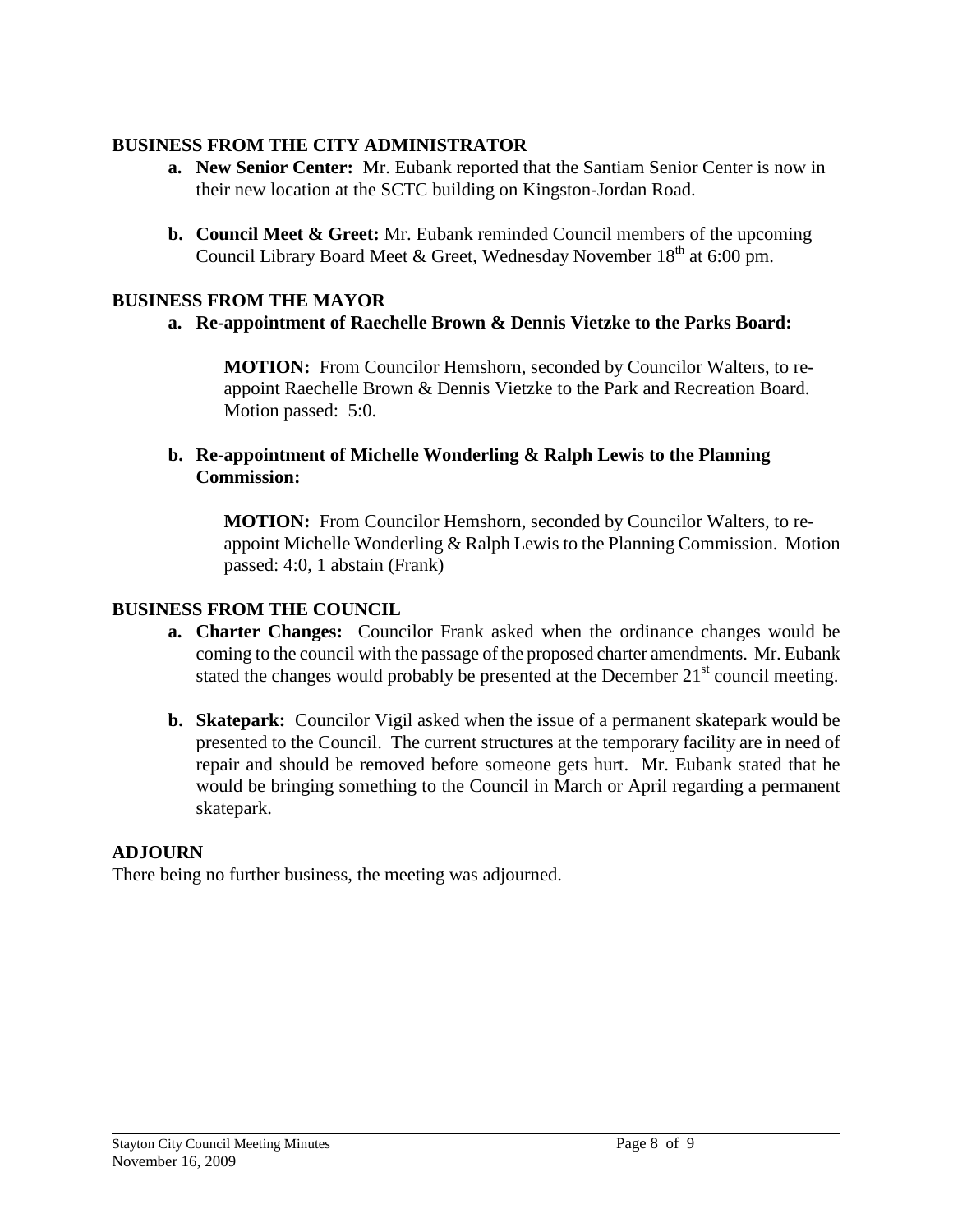## BUSINESS FROM THE CITY ADMINISTRATOR

**a. New Senior Center:** Mr. Eubank reported that the Santiam Senior Center is now in their new location at the SCTC building on Kingston-Jordan Road.

**b. Council Meet & Greet:** Mr. Eubank reminded Council members of the upcoming Council Library Board Meet & Greet, Wednesday November 18th at 6:00 pm.

## BUSINESS FROM THE MAYOR

**a. Re-appointment of Raechelle Brown & Dennis Vietzke to the Parks Board:**

> **MOTION:** From Councilor Hemshorn, seconded by Councilor Walters, to re-appoint Raechelle Brown & Dennis Vietzke to the Park and Recreation Board. Motion passed: 5:0.

**b. Re-appointment of Michelle Wonderling & Ralph Lewis to the Planning Commission:**

> **MOTION:** From Councilor Hemshorn, seconded by Councilor Walters, to re-appoint Michelle Wonderling & Ralph Lewis to the Planning Commission. Motion passed: 4:0, 1 abstain (Frank)

## BUSINESS FROM THE COUNCIL

**a. Charter Changes:** Councilor Frank asked when the ordinance changes would be coming to the council with the passage of the proposed charter amendments. Mr. Eubank stated the changes would probably be presented at the December 21st council meeting.

**b. Skatepark:** Councilor Vigil asked when the issue of a permanent skatepark would be presented to the Council. The current structures at the temporary facility are in need of repair and should be removed before someone gets hurt. Mr. Eubank stated that he would be bringing something to the Council in March or April regarding a permanent skatepark.

## ADJOURN

There being no further business, the meeting was adjourned.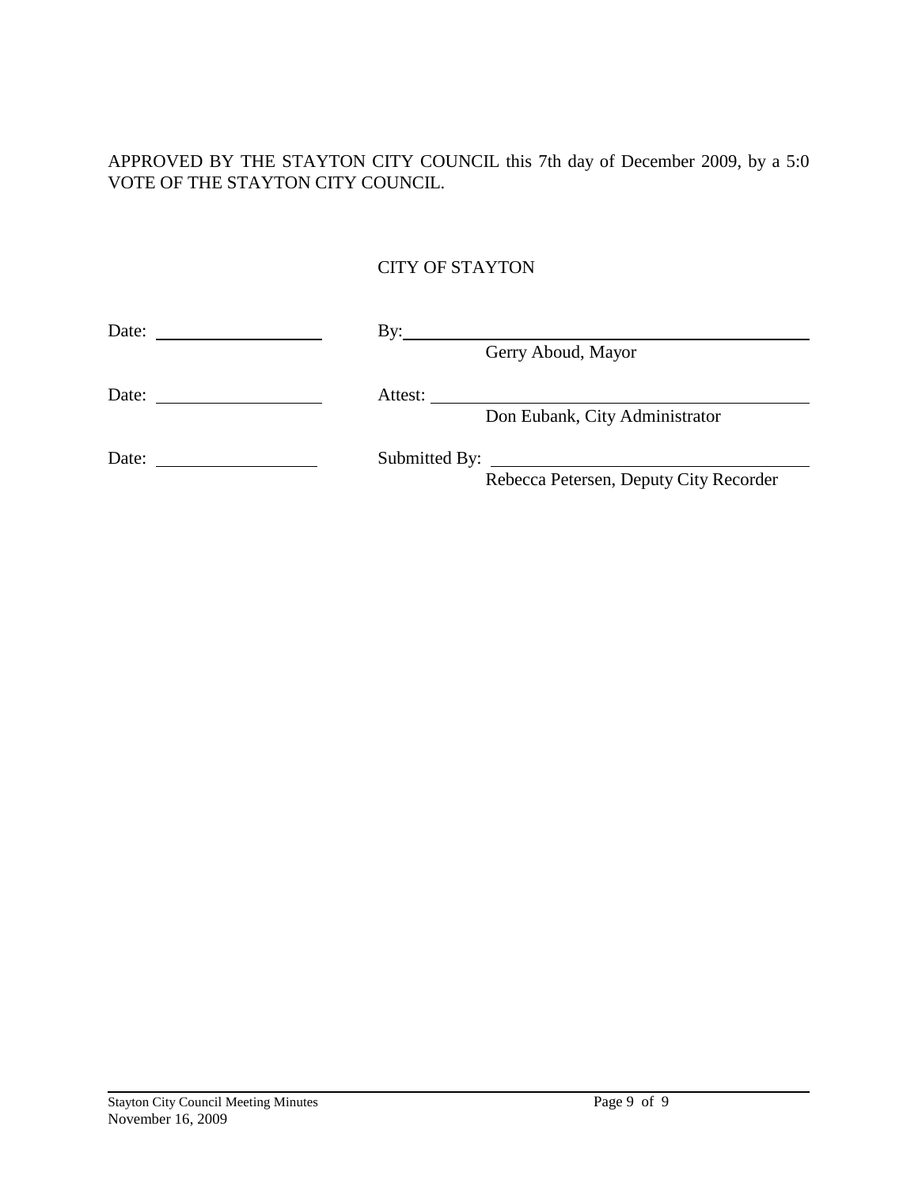APPROVED BY THE STAYTON CITY COUNCIL this 7th day of December 2009, by a 5:0 VOTE OF THE STAYTON CITY COUNCIL.

CITY OF STAYTON

Date: \_\_\_\_\_\_\_\_\_\_\_\_\_\_\_\_\_\_ By: \_\_\_\_\_\_\_\_\_\_\_\_\_\_\_\_\_\_\_\_\_\_\_\_\_\_\_\_\_\_\_\_\_\_\_\_\_\_\_\_
Gerry Aboud, Mayor

Date: \_\_\_\_\_\_\_\_\_\_\_\_\_\_\_\_\_\_ Attest: \_\_\_\_\_\_\_\_\_\_\_\_\_\_\_\_\_\_\_\_\_\_\_\_\_\_\_\_\_\_\_\_\_\_\_\_\_\_
Don Eubank, City Administrator

Date: \_\_\_\_\_\_\_\_\_\_\_\_\_\_\_\_\_\_ Submitted By: \_\_\_\_\_\_\_\_\_\_\_\_\_\_\_\_\_\_\_\_\_\_\_\_\_\_\_\_\_\_\_\_\_
Rebecca Petersen, Deputy City Recorder